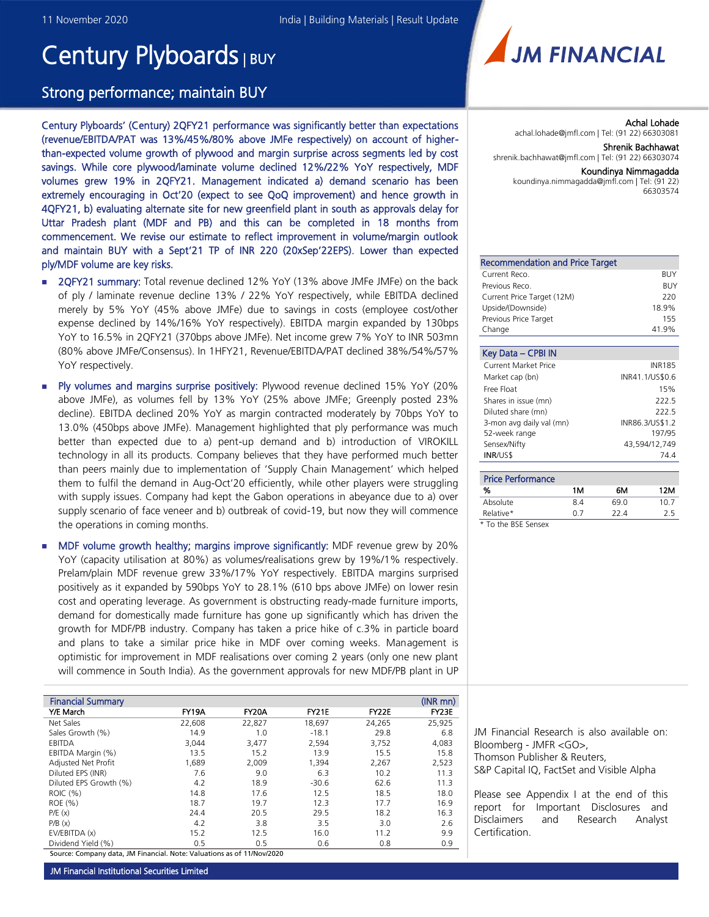11 November 2020 | India | Building Materials | Result Update

# Century Plyboards | BUY

## Strong performance; maintain BUY

**Century Plyboards' (Century) 2QFY21 performance was significantly better than expectations (revenue/EBITDA/PAT was 13%/45%/80% above JMFe respectively) on account of higher-than-expected volume growth of plywood and margin surprise across segments led by cost savings. While core plywood/laminate volume declined 12%/22% YoY respectively, MDF volumes grew 19% in 2QFY21. Management indicated a) demand scenario has been extremely encouraging in Oct'20 (expect to see QoQ improvement) and hence growth in 4QFY21, b) evaluating alternate site for new greenfield plant in south as approvals delay for Uttar Pradesh plant (MDF and PB) and this can be completed in 18 months from commencement. We revise our estimate to reflect improvement in volume/margin outlook and maintain BUY with a Sept'21 TP of INR 220 (20xSep'22EPS). Lower than expected ply/MDF volume are key risks.**

- **2QFY21 summary:** Total revenue declined 12% YoY (13% above JMFe JMFe) on the back of ply / laminate revenue decline 13% / 22% YoY respectively, while EBITDA declined merely by 5% YoY (45% above JMFe) due to savings in costs (employee cost/other expense declined by 14%/16% YoY respectively). EBITDA margin expanded by 130bps YoY to 16.5% in 2QFY21 (370bps above JMFe). Net income grew 7% YoY to INR 503mn (80% above JMFe/Consensus). In 1HFY21, Revenue/EBITDA/PAT declined 38%/54%/57% YoY respectively.

- **Ply volumes and margins surprise positively:** Plywood revenue declined 15% YoY (20% above JMFe), as volumes fell by 13% YoY (25% above JMFe; Greenply posted 23% decline). EBITDA declined 20% YoY as margin contracted moderately by 70bps YoY to 13.0% (450bps above JMFe). Management highlighted that ply performance was much better than expected due to a) pent-up demand and b) introduction of VIROKILL technology in all its products. Company believes that they have performed much better than peers mainly due to implementation of 'Supply Chain Management' which helped them to fulfil the demand in Aug-Oct'20 efficiently, while other players were struggling with supply issues. Company had kept the Gabon operations in abeyance due to a) over supply scenario of face veneer and b) outbreak of covid-19, but now they will commence the operations in coming months.

- **MDF volume growth healthy; margins improve significantly:** MDF revenue grew by 20% YoY (capacity utilisation at 80%) as volumes/realisations grew by 19%/1% respectively. Prelam/plain MDF revenue grew 33%/17% YoY respectively. EBITDA margins surprised positively as it expanded by 590bps YoY to 28.1% (610 bps above JMFe) on lower resin cost and operating leverage. As government is obstructing ready-made furniture imports, demand for domestically made furniture has gone up significantly which has driven the growth for MDF/PB industry. Company has taken a price hike of c.3% in particle board and plans to take a similar price hike in MDF over coming weeks. Management is optimistic for improvement in MDF realisations over coming 2 years (only one new plant will commence in South India). As the government approvals for new MDF/PB plant in UP

| Financial Summary | | | | | (INR mn) |
|---|---|---|---|---|---|
| **Y/E March** | **FY19A** | **FY20A** | **FY21E** | **FY22E** | **FY23E** |
| Net Sales | 22,608 | 22,827 | 18,697 | 24,265 | 25,925 |
| Sales Growth (%) | 14.9 | 1.0 | -18.1 | 29.8 | 6.8 |
| EBITDA | 3,044 | 3,477 | 2,594 | 3,752 | 4,083 |
| EBITDA Margin (%) | 13.5 | 15.2 | 13.9 | 15.5 | 15.8 |
| Adjusted Net Profit | 1,689 | 2,009 | 1,394 | 2,267 | 2,523 |
| Diluted EPS (INR) | 7.6 | 9.0 | 6.3 | 10.2 | 11.3 |
| Diluted EPS Growth (%) | 4.2 | 18.9 | -30.6 | 62.6 | 11.3 |
| ROIC (%) | 14.8 | 17.6 | 12.5 | 18.5 | 18.0 |
| ROE (%) | 18.7 | 19.7 | 12.3 | 17.7 | 16.9 |
| P/E (x) | 24.4 | 20.5 | 29.5 | 18.2 | 16.3 |
| P/B (x) | 4.2 | 3.8 | 3.5 | 3.0 | 2.6 |
| EV/EBITDA (x) | 15.2 | 12.5 | 16.0 | 11.2 | 9.9 |
| Dividend Yield (%) | 0.5 | 0.5 | 0.6 | 0.8 | 0.9 |

Source: Company data, JM Financial. Note: Valuations as of 11/Nov/2020

Achal Lohade
achal.lohade@jmfl.com | Tel: (91 22) 66303081

Shrenik Bachhawat
shrenik.bachhawat@jmfl.com | Tel: (91 22) 66303074

Koundinya Nimmagadda
koundinya.nimmagadda@jmfl.com | Tel: (91 22) 66303574

| Recommendation and Price Target | |
|---|---|
| Current Reco. | BUY |
| Previous Reco. | BUY |
| Current Price Target (12M) | 220 |
| Upside/(Downside) | 18.9% |
| Previous Price Target | 155 |
| Change | 41.9% |

| Key Data – CPBI IN | |
|---|---|
| Current Market Price | INR185 |
| Market cap (bn) | INR41.1/US$0.6 |
| Free Float | 15% |
| Shares in issue (mn) | 222.5 |
| Diluted share (mn) | 222.5 |
| 3-mon avg daily val (mn) | INR86.3/US$1.2 |
| 52-week range | 197/95 |
| Sensex/Nifty | 43,594/12,749 |
| INR/US$ | 74.4 |

| Price Performance | | | |
|---|---|---|---|
| % | 1M | 6M | 12M |
| Absolute | 8.4 | 69.0 | 10.7 |
| Relative* | 0.7 | 22.4 | 2.5 |

\* To the BSE Sensex

JM Financial Research is also available on: Bloomberg - JMFR <GO>, Thomson Publisher & Reuters, S&P Capital IQ, FactSet and Visible Alpha

Please see Appendix I at the end of this report for Important Disclosures and Disclaimers and Research Analyst Certification.

JM Financial Institutional Securities Limited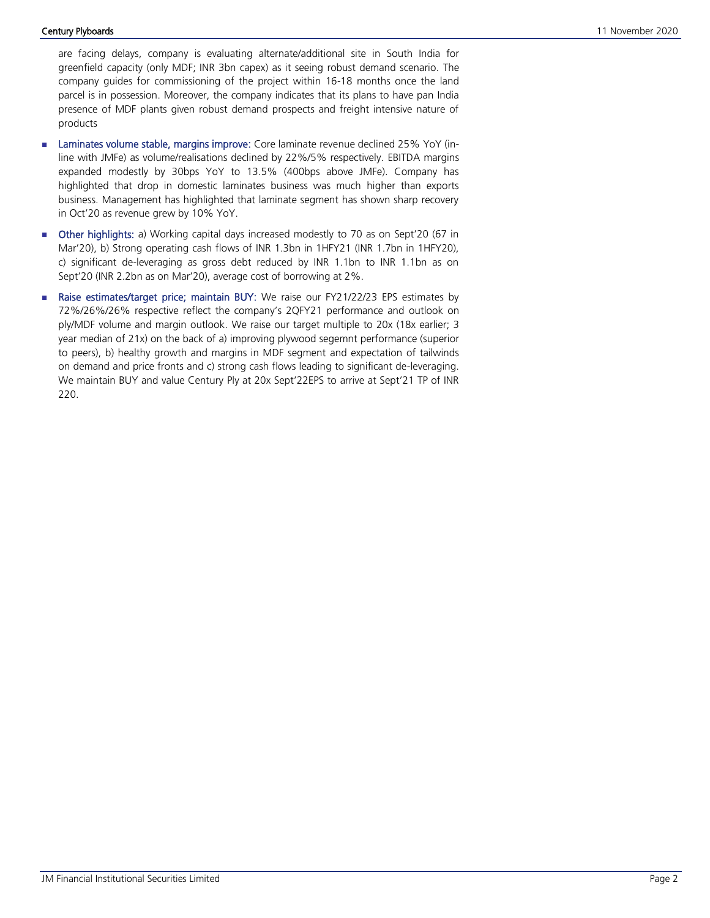are facing delays, company is evaluating alternate/additional site in South India for greenfield capacity (only MDF; INR 3bn capex) as it seeing robust demand scenario. The company guides for commissioning of the project within 16-18 months once the land parcel is in possession. Moreover, the company indicates that its plans to have pan India presence of MDF plants given robust demand prospects and freight intensive nature of products

- **Laminates volume stable, margins improve:** Core laminate revenue declined 25% YoY (in-line with JMFe) as volume/realisations declined by 22%/5% respectively. EBITDA margins expanded modestly by 30bps YoY to 13.5% (400bps above JMFe). Company has highlighted that drop in domestic laminates business was much higher than exports business. Management has highlighted that laminate segment has shown sharp recovery in Oct'20 as revenue grew by 10% YoY.
- **Other highlights:** a) Working capital days increased modestly to 70 as on Sept'20 (67 in Mar'20), b) Strong operating cash flows of INR 1.3bn in 1HFY21 (INR 1.7bn in 1HFY20), c) significant de-leveraging as gross debt reduced by INR 1.1bn to INR 1.1bn as on Sept'20 (INR 2.2bn as on Mar'20), average cost of borrowing at 2%.
- **Raise estimates/target price; maintain BUY:** We raise our FY21/22/23 EPS estimates by 72%/26%/26% respective reflect the company's 2QFY21 performance and outlook on ply/MDF volume and margin outlook. We raise our target multiple to 20x (18x earlier; 3 year median of 21x) on the back of a) improving plywood segemnt performance (superior to peers), b) healthy growth and margins in MDF segment and expectation of tailwinds on demand and price fronts and c) strong cash flows leading to significant de-leveraging. We maintain BUY and value Century Ply at 20x Sept'22EPS to arrive at Sept'21 TP of INR 220.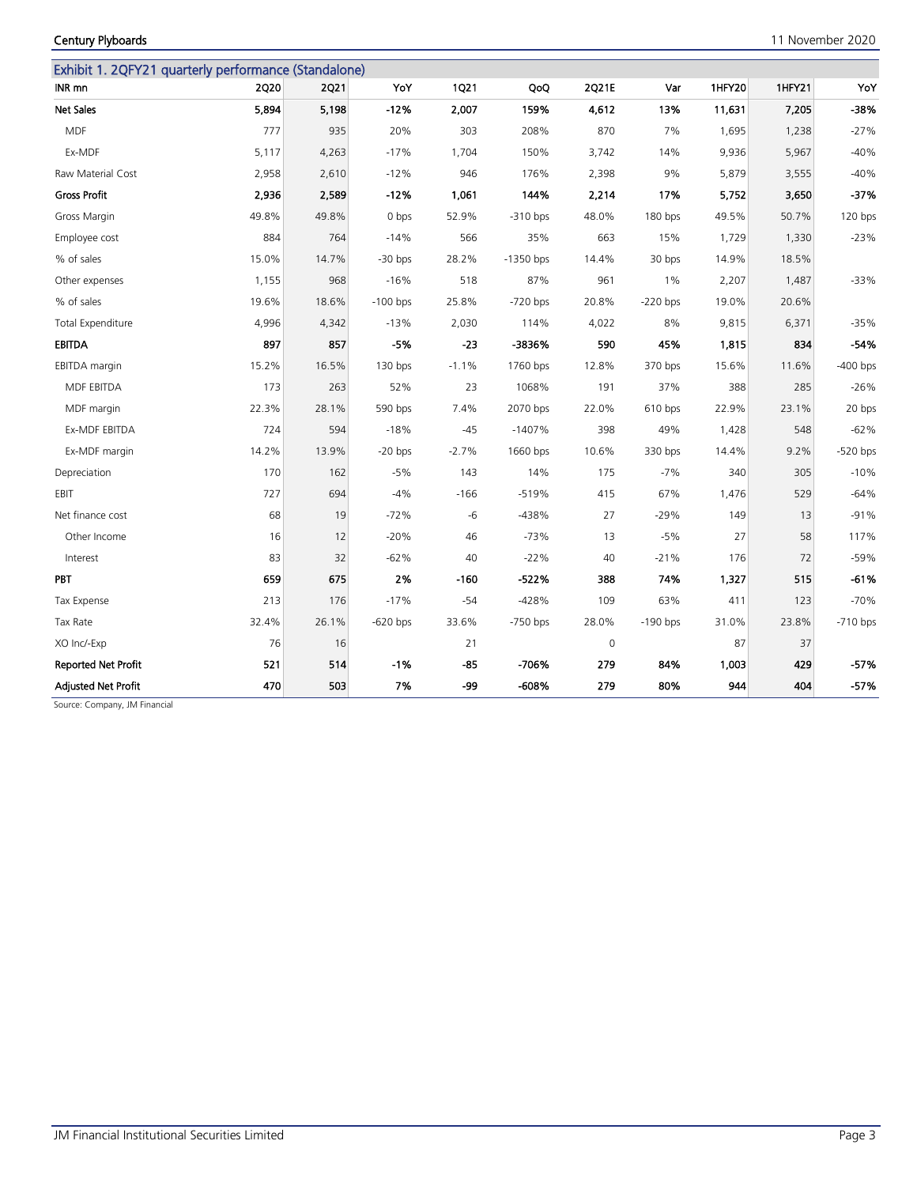Exhibit 1. 2QFY21 quarterly performance (Standalone)

| INR mn | 2Q20 | 2Q21 | YoY | 1Q21 | QoQ | 2Q21E | Var | 1HFY20 | 1HFY21 | YoY |
|---|---|---|---|---|---|---|---|---|---|---|
| **Net Sales** | **5,894** | **5,198** | **-12%** | **2,007** | **159%** | **4,612** | **13%** | **11,631** | **7,205** | **-38%** |
| MDF | 777 | 935 | 20% | 303 | 208% | 870 | 7% | 1,695 | 1,238 | -27% |
| Ex-MDF | 5,117 | 4,263 | -17% | 1,704 | 150% | 3,742 | 14% | 9,936 | 5,967 | -40% |
| Raw Material Cost | 2,958 | 2,610 | -12% | 946 | 176% | 2,398 | 9% | 5,879 | 3,555 | -40% |
| **Gross Profit** | **2,936** | **2,589** | **-12%** | **1,061** | **144%** | **2,214** | **17%** | **5,752** | **3,650** | **-37%** |
| Gross Margin | 49.8% | 49.8% | 0 bps | 52.9% | -310 bps | 48.0% | 180 bps | 49.5% | 50.7% | 120 bps |
| Employee cost | 884 | 764 | -14% | 566 | 35% | 663 | 15% | 1,729 | 1,330 | -23% |
| % of sales | 15.0% | 14.7% | -30 bps | 28.2% | -1350 bps | 14.4% | 30 bps | 14.9% | 18.5% | |
| Other expenses | 1,155 | 968 | -16% | 518 | 87% | 961 | 1% | 2,207 | 1,487 | -33% |
| % of sales | 19.6% | 18.6% | -100 bps | 25.8% | -720 bps | 20.8% | -220 bps | 19.0% | 20.6% | |
| Total Expenditure | 4,996 | 4,342 | -13% | 2,030 | 114% | 4,022 | 8% | 9,815 | 6,371 | -35% |
| **EBITDA** | **897** | **857** | **-5%** | **-23** | **-3836%** | **590** | **45%** | **1,815** | **834** | **-54%** |
| EBITDA margin | 15.2% | 16.5% | 130 bps | -1.1% | 1760 bps | 12.8% | 370 bps | 15.6% | 11.6% | -400 bps |
| MDF EBITDA | 173 | 263 | 52% | 23 | 1068% | 191 | 37% | 388 | 285 | -26% |
| MDF margin | 22.3% | 28.1% | 590 bps | 7.4% | 2070 bps | 22.0% | 610 bps | 22.9% | 23.1% | 20 bps |
| Ex-MDF EBITDA | 724 | 594 | -18% | -45 | -1407% | 398 | 49% | 1,428 | 548 | -62% |
| Ex-MDF margin | 14.2% | 13.9% | -20 bps | -2.7% | 1660 bps | 10.6% | 330 bps | 14.4% | 9.2% | -520 bps |
| Depreciation | 170 | 162 | -5% | 143 | 14% | 175 | -7% | 340 | 305 | -10% |
| EBIT | 727 | 694 | -4% | -166 | -519% | 415 | 67% | 1,476 | 529 | -64% |
| Net finance cost | 68 | 19 | -72% | -6 | -438% | 27 | -29% | 149 | 13 | -91% |
| Other Income | 16 | 12 | -20% | 46 | -73% | 13 | -5% | 27 | 58 | 117% |
| Interest | 83 | 32 | -62% | 40 | -22% | 40 | -21% | 176 | 72 | -59% |
| **PBT** | **659** | **675** | **2%** | **-160** | **-522%** | **388** | **74%** | **1,327** | **515** | **-61%** |
| Tax Expense | 213 | 176 | -17% | -54 | -428% | 109 | 63% | 411 | 123 | -70% |
| Tax Rate | 32.4% | 26.1% | -620 bps | 33.6% | -750 bps | 28.0% | -190 bps | 31.0% | 23.8% | -710 bps |
| XO Inc/-Exp | 76 | 16 | | 21 | | 0 | | 87 | 37 | |
| **Reported Net Profit** | **521** | **514** | **-1%** | **-85** | **-706%** | **279** | **84%** | **1,003** | **429** | **-57%** |
| **Adjusted Net Profit** | **470** | **503** | **7%** | **-99** | **-608%** | **279** | **80%** | **944** | **404** | **-57%** |

Source: Company, JM Financial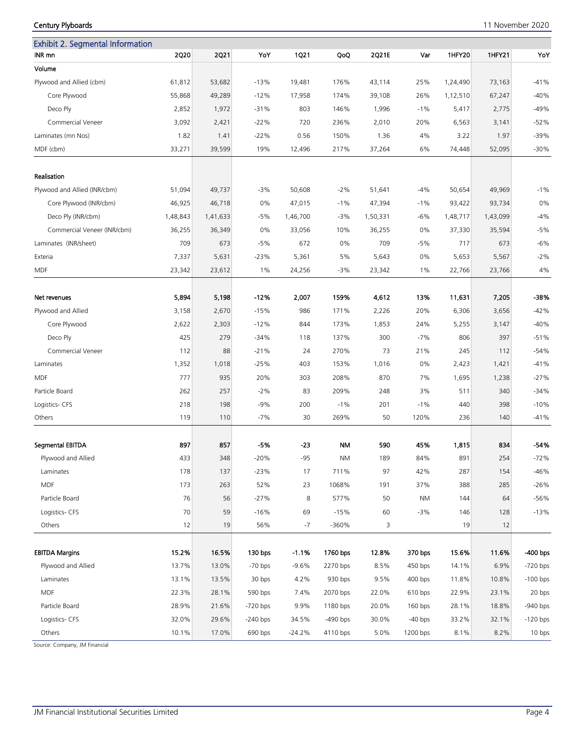## Exhibit 2. Segmental Information

| INR mn | 2Q20 | 2Q21 | YoY | 1Q21 | QoQ | 2Q21E | Var | 1HFY20 | 1HFY21 | YoY |
|---|---|---|---|---|---|---|---|---|---|---|
| **Volume** | | | | | | | | | | |
| Plywood and Allied (cbm) | 61,812 | 53,682 | -13% | 19,481 | 176% | 43,114 | 25% | 1,24,490 | 73,163 | -41% |
| Core Plywood | 55,868 | 49,289 | -12% | 17,958 | 174% | 39,108 | 26% | 1,12,510 | 67,247 | -40% |
| Deco Ply | 2,852 | 1,972 | -31% | 803 | 146% | 1,996 | -1% | 5,417 | 2,775 | -49% |
| Commercial Veneer | 3,092 | 2,421 | -22% | 720 | 236% | 2,010 | 20% | 6,563 | 3,141 | -52% |
| Laminates (mn Nos) | 1.82 | 1.41 | -22% | 0.56 | 150% | 1.36 | 4% | 3.22 | 1.97 | -39% |
| MDF (cbm) | 33,271 | 39,599 | 19% | 12,496 | 217% | 37,264 | 6% | 74,448 | 52,095 | -30% |
| | | | | | | | | | | |
| **Realisation** | | | | | | | | | | |
| Plywood and Allied (INR/cbm) | 51,094 | 49,737 | -3% | 50,608 | -2% | 51,641 | -4% | 50,654 | 49,969 | -1% |
| Core Plywood (INR/cbm) | 46,925 | 46,718 | 0% | 47,015 | -1% | 47,394 | -1% | 93,422 | 93,734 | 0% |
| Deco Ply (INR/cbm) | 1,48,843 | 1,41,633 | -5% | 1,46,700 | -3% | 1,50,331 | -6% | 1,48,717 | 1,43,099 | -4% |
| Commercial Veneer (INR/cbm) | 36,255 | 36,349 | 0% | 33,056 | 10% | 36,255 | 0% | 37,330 | 35,594 | -5% |
| Laminates (INR/sheet) | 709 | 673 | -5% | 672 | 0% | 709 | -5% | 717 | 673 | -6% |
| Exteria | 7,337 | 5,631 | -23% | 5,361 | 5% | 5,643 | 0% | 5,653 | 5,567 | -2% |
| MDF | 23,342 | 23,612 | 1% | 24,256 | -3% | 23,342 | 1% | 22,766 | 23,766 | 4% |
| | | | | | | | | | | |
| **Net revenues** | **5,894** | **5,198** | **-12%** | **2,007** | **159%** | **4,612** | **13%** | **11,631** | **7,205** | **-38%** |
| Plywood and Allied | 3,158 | 2,670 | -15% | 986 | 171% | 2,226 | 20% | 6,306 | 3,656 | -42% |
| Core Plywood | 2,622 | 2,303 | -12% | 844 | 173% | 1,853 | 24% | 5,255 | 3,147 | -40% |
| Deco Ply | 425 | 279 | -34% | 118 | 137% | 300 | -7% | 806 | 397 | -51% |
| Commercial Veneer | 112 | 88 | -21% | 24 | 270% | 73 | 21% | 245 | 112 | -54% |
| Laminates | 1,352 | 1,018 | -25% | 403 | 153% | 1,016 | 0% | 2,423 | 1,421 | -41% |
| MDF | 777 | 935 | 20% | 303 | 208% | 870 | 7% | 1,695 | 1,238 | -27% |
| Particle Board | 262 | 257 | -2% | 83 | 209% | 248 | 3% | 511 | 340 | -34% |
| Logistics- CFS | 218 | 198 | -9% | 200 | -1% | 201 | -1% | 440 | 398 | -10% |
| Others | 119 | 110 | -7% | 30 | 269% | 50 | 120% | 236 | 140 | -41% |
| | | | | | | | | | | |
| **Segmental EBITDA** | **897** | **857** | **-5%** | **-23** | **NM** | **590** | **45%** | **1,815** | **834** | **-54%** |
| Plywood and Allied | 433 | 348 | -20% | -95 | NM | 189 | 84% | 891 | 254 | -72% |
| Laminates | 178 | 137 | -23% | 17 | 711% | 97 | 42% | 287 | 154 | -46% |
| MDF | 173 | 263 | 52% | 23 | 1068% | 191 | 37% | 388 | 285 | -26% |
| Particle Board | 76 | 56 | -27% | 8 | 577% | 50 | NM | 144 | 64 | -56% |
| Logistics- CFS | 70 | 59 | -16% | 69 | -15% | 60 | -3% | 146 | 128 | -13% |
| Others | 12 | 19 | 56% | -7 | -360% | 3 | | 19 | 12 | |
| | | | | | | | | | | |
| **EBITDA Margins** | **15.2%** | **16.5%** | **130 bps** | **-1.1%** | **1760 bps** | **12.8%** | **370 bps** | **15.6%** | **11.6%** | **-400 bps** |
| Plywood and Allied | 13.7% | 13.0% | -70 bps | -9.6% | 2270 bps | 8.5% | 450 bps | 14.1% | 6.9% | -720 bps |
| Laminates | 13.1% | 13.5% | 30 bps | 4.2% | 930 bps | 9.5% | 400 bps | 11.8% | 10.8% | -100 bps |
| MDF | 22.3% | 28.1% | 590 bps | 7.4% | 2070 bps | 22.0% | 610 bps | 22.9% | 23.1% | 20 bps |
| Particle Board | 28.9% | 21.6% | -720 bps | 9.9% | 1180 bps | 20.0% | 160 bps | 28.1% | 18.8% | -940 bps |
| Logistics- CFS | 32.0% | 29.6% | -240 bps | 34.5% | -490 bps | 30.0% | -40 bps | 33.2% | 32.1% | -120 bps |
| Others | 10.1% | 17.0% | 690 bps | -24.2% | 4110 bps | 5.0% | 1200 bps | 8.1% | 8.2% | 10 bps |

Source: Company, JM Financial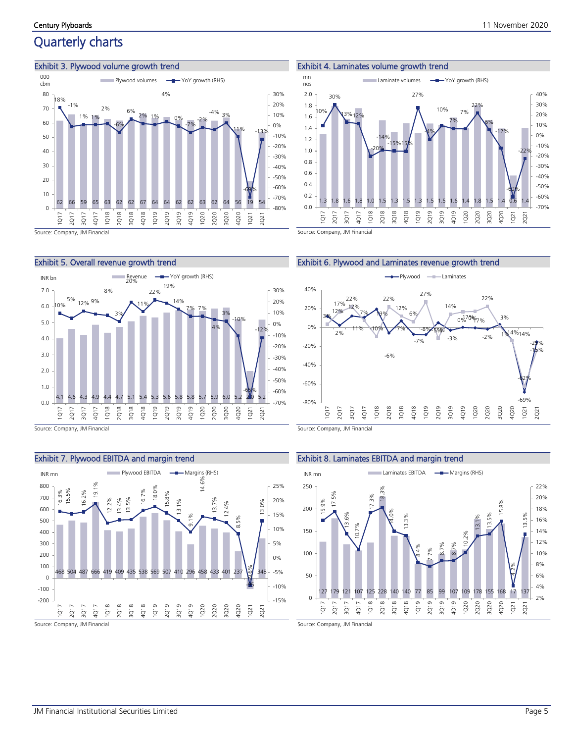# Quarterly charts

### Exhibit 3. Plywood volume growth trend

000 cbm — Plywood volumes; YoY growth (RHS)

| Quarter | 1Q17 | 2Q17 | 3Q17 | 4Q17 | 1Q18 | 2Q18 | 3Q18 | 4Q18 | 1Q19 | 2Q19 | 3Q19 | 4Q19 | 1Q20 | 2Q20 | 3Q20 | 4Q20 | 1Q21 | 2Q21 |
|---|---|---|---|---|---|---|---|---|---|---|---|---|---|---|---|---|---|---|
| Plywood volumes | 62 | 66 | 59 | 65 | 63 | 62 | 62 | 67 | 64 | 64 | 62 | 62 | 63 | 62 | 64 | 56 | 19 | 54 |
| YoY growth | 18% | -1% | 1% | 1% | 2% | -6% | 6% | 2% | 1% | 4% | 0% | -7% | -2% | -4% | 3% | -11% | -69% | -13% |

Source: Company, JM Financial

### Exhibit 4. Laminates volume growth trend

mn nos — Laminate volumes; YoY growth (RHS)

| Quarter | 1Q17 | 2Q17 | 3Q17 | 4Q17 | 1Q18 | 2Q18 | 3Q18 | 4Q18 | 1Q19 | 2Q19 | 3Q19 | 4Q19 | 1Q20 | 2Q20 | 3Q20 | 4Q20 | 1Q21 | 2Q21 |
|---|---|---|---|---|---|---|---|---|---|---|---|---|---|---|---|---|---|---|
| Laminate volumes | 1.3 | 1.8 | 1.6 | 1.8 | 1.0 | 1.5 | 1.3 | 1.5 | 1.3 | 1.5 | 1.5 | 1.6 | 1.4 | 1.8 | 1.5 | 1.4 | 0.6 | 1.4 |
| YoY growth | 10% | 30% | 13% | 12% | -20% | -14% | -15% | -15% | 27% | -4% | 10% | 7% | 7% | 22% | 6% | -12% | -60% | -22% |

Source: Company, JM Financial

### Exhibit 5. Overall revenue growth trend

INR bn — Revenue; YoY growth (RHS)

| Quarter | 1Q17 | 2Q17 | 3Q17 | 4Q17 | 1Q18 | 2Q18 | 3Q18 | 4Q18 | 1Q19 | 2Q19 | 3Q19 | 4Q19 | 1Q20 | 2Q20 | 3Q20 | 4Q20 | 1Q21 | 2Q21 |
|---|---|---|---|---|---|---|---|---|---|---|---|---|---|---|---|---|---|---|
| Revenue | 4.1 | 4.6 | 4.3 | 4.9 | 4.4 | 4.7 | 5.1 | 5.4 | 5.3 | 5.6 | 5.8 | 5.8 | 5.7 | 5.9 | 6.0 | 5.2 | 2.0 | 5.2 |
| YoY growth | 10% | 5% | 12% | 9% | 8% | 3% | 20% | 11% | 22% | 19% | 14% | 7% | 7% | 4% | 3% | -10% | -65% | -12% |

Source: Company, JM Financial

### Exhibit 6. Plywood and Laminates revenue growth trend

Plywood; Laminates

| Quarter | 1Q17 | 2Q17 | 3Q17 | 4Q17 | 1Q18 | 2Q18 | 3Q18 | 4Q18 | 1Q19 | 2Q19 | 3Q19 | 4Q19 | 1Q20 | 2Q20 | 3Q20 | 4Q20 | 1Q21 | 2Q21 |
|---|---|---|---|---|---|---|---|---|---|---|---|---|---|---|---|---|---|---|
| Plywood | 3% | 2% | 12% | 11% | 19% | -6% | 7% | -7% | -8% | 5% | -3% | 0% | -1% | -2% | 3% | -14% | -69% | -15% |
| Laminates | 3% | 17% | 22% | 7% | -10% | 22% | 12% | 6% | 27% | -11% | 14% | 17% | 17% | 22% | 1% | -14% | -62% | -29% |

Source: Company, JM Financial

### Exhibit 7. Plywood EBITDA and margin trend

INR mn — Plywood EBITDA; Margins (RHS)

| Quarter | 1Q17 | 2Q17 | 3Q17 | 4Q17 | 1Q18 | 2Q18 | 3Q18 | 4Q18 | 1Q19 | 2Q19 | 3Q19 | 4Q19 | 1Q20 | 2Q20 | 3Q20 | 4Q20 | 1Q21 | 2Q21 |
|---|---|---|---|---|---|---|---|---|---|---|---|---|---|---|---|---|---|---|
| Plywood EBITDA | 468 | 504 | 487 | 666 | 419 | 409 | 435 | 538 | 569 | 507 | 410 | 296 | 458 | 433 | 401 | 237 | -85 | 348 |
| Margins | 16.3% | 15.5% | 16.2% | 19.1% | 12.2% | 13.4% | 13.5% | 16.7% | 18.0% | 15.8% | 13.1% | 9.1% | 14.6% | 13.7% | 12.4% | 8.5% | -6.6% | 13.0% |

Source: Company, JM Financial

### Exhibit 8. Laminates EBITDA and margin trend

INR mn — Laminates EBITDA; Margins (RHS)

| Quarter | 1Q17 | 2Q17 | 3Q17 | 4Q17 | 1Q18 | 2Q18 | 3Q18 | 4Q18 | 1Q19 | 2Q19 | 3Q19 | 4Q19 | 1Q20 | 2Q20 | 3Q20 | 4Q20 | 1Q21 | 2Q21 |
|---|---|---|---|---|---|---|---|---|---|---|---|---|---|---|---|---|---|---|
| Laminates EBITDA | 127 | 179 | 121 | 107 | 125 | 228 | 140 | 140 | 77 | 85 | 99 | 107 | 109 | 178 | 155 | 168 | 17 | 137 |
| Margins | 15.9% | 17.5% | 13.6% | 10.7% | 17.3% | 18.3% | 14.0% | 13.3% | 8.4% | 7.7% | 8.7% | 8.7% | 10.2% | 13.1% | 13.5% | 15.8% | 4.2% | 13.5% |

Source: Company, JM Financial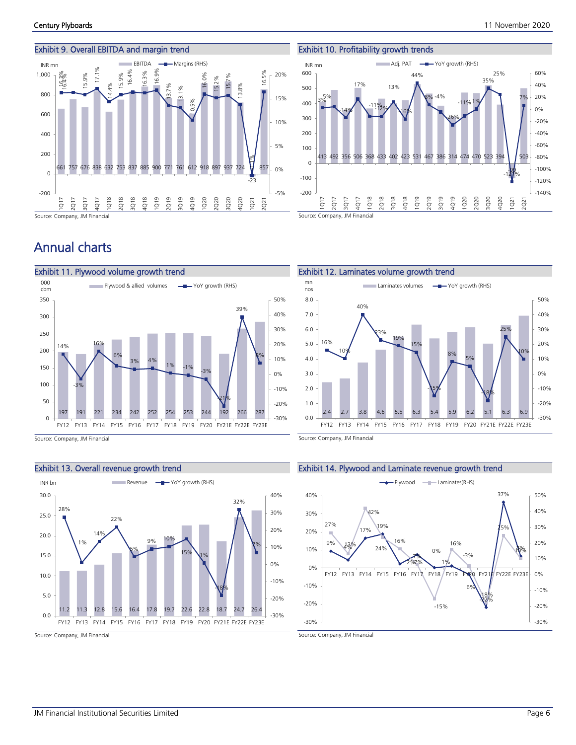## Exhibit 9. Overall EBITDA and margin trend

| Quarter | EBITDA (INR mn) | Margins (RHS) |
|---|---|---|
| 1Q17 | 661 | 16.3% |
| 2Q17 | 757 | 16.4% |
| 3Q17 | 676 | 15.9% |
| 4Q17 | 838 | 17.1% |
| 1Q18 | 632 | 14.4% |
| 2Q18 | 753 | 15.9% |
| 3Q18 | 837 | 16.4% |
| 4Q18 | 885 | 16.3% |
| 1Q19 | 900 | 16.9% |
| 2Q19 | 771 | 13.7% |
| 3Q19 | 761 | 13.1% |
| 4Q19 | 612 | 10.5% |
| 1Q20 | 918 | 16.0% |
| 2Q20 | 897 | 15.2% |
| 3Q20 | 937 | 15.7% |
| 4Q20 | 724 | 13.8% |
| 1Q21 | -23 | -% |
| 2Q21 | 857 | 16.5% |

Source: Company, JM Financial

## Exhibit 10. Profitability growth trends

| Quarter | Adj. PAT (INR mn) | YoY growth (RHS) |
|---|---|---|
| 1Q17 | 413 | 3% |
| 2Q17 | 492 | 5% |
| 3Q17 | 356 | -14% |
| 4Q17 | 506 | 17% |
| 1Q18 | 368 | -11% |
| 2Q18 | 433 | -12% |
| 3Q18 | 402 | 13% |
| 4Q18 | 423 | -16% |
| 1Q19 | 531 | 44% |
| 2Q19 | 467 | 8% |
| 3Q19 | 386 | -4% |
| 4Q19 | 314 | -26% |
| 1Q20 | 474 | -11% |
| 2Q20 | 470 | 1% |
| 3Q20 | 523 | 35% |
| 4Q20 | 394 | 25% |
| 1Q21 | -98 | -121% |
| 2Q21 | 503 | 7% |

Source: Company, JM Financial

# Annual charts

## Exhibit 11. Plywood volume growth trend

| Year | Plywood & allied volumes (000 cbm) | YoY growth (RHS) |
|---|---|---|
| FY12 | 197 | 14% |
| FY13 | 191 | -3% |
| FY14 | 221 | 16% |
| FY15 | 234 | 6% |
| FY16 | 242 | 3% |
| FY17 | 252 | 4% |
| FY18 | 254 | 1% |
| FY19 | 253 | -1% |
| FY20 | 244 | -3% |
| FY21E | 192 | -21% |
| FY22E | 266 | 39% |
| FY23E | 287 | 8% |

Source: Company, JM Financial

## Exhibit 12. Laminates volume growth trend

| Year | Laminates volumes (mn nos) | YoY growth (RHS) |
|---|---|---|
| FY12 | 2.4 | 16% |
| FY13 | 2.7 | 10% |
| FY14 | 3.8 | 40% |
| FY15 | 4.6 | 23% |
| FY16 | 5.5 | 19% |
| FY17 | 6.3 | 15% |
| FY18 | 5.4 | -15% |
| FY19 | 5.9 | 8% |
| FY20 | 6.2 | 5% |
| FY21E | 5.1 | -18% |
| FY22E | 6.3 | 25% |
| FY23E | 6.9 | 10% |

Source: Company, JM Financial

## Exhibit 13. Overall revenue growth trend

| Year | Revenue (INR bn) | YoY growth (RHS) |
|---|---|---|
| FY12 | 11.2 | 28% |
| FY13 | 11.3 | 1% |
| FY14 | 12.8 | 14% |
| FY15 | 15.6 | 22% |
| FY16 | 16.4 | 5% |
| FY17 | 17.8 | 9% |
| FY18 | 19.7 | 10% |
| FY19 | 22.6 | 15% |
| FY20 | 22.8 | 1% |
| FY21E | 18.7 | -18% |
| FY22E | 24.7 | 32% |
| FY23E | 26.4 | 7% |

Source: Company, JM Financial

## Exhibit 14. Plywood and Laminate revenue growth trend

| Year | Plywood | Laminates (RHS) |
|---|---|---|
| FY12 | 9% | 27% |
| FY13 | 4% | 13% |
| FY14 | 17% | 42% |
| FY15 | 19% | 24% |
| FY16 | 2% | 16% |
| FY17 | 7% | 7% |
| FY18 | 0% | -15% |
| FY19 | 1% | 16% |
| FY20 | -6% | -3% |
| FY21E | -22% | -18% |
| FY22E | 37% | 25% |
| FY23E | 7% | 10% |

Source: Company, JM Financial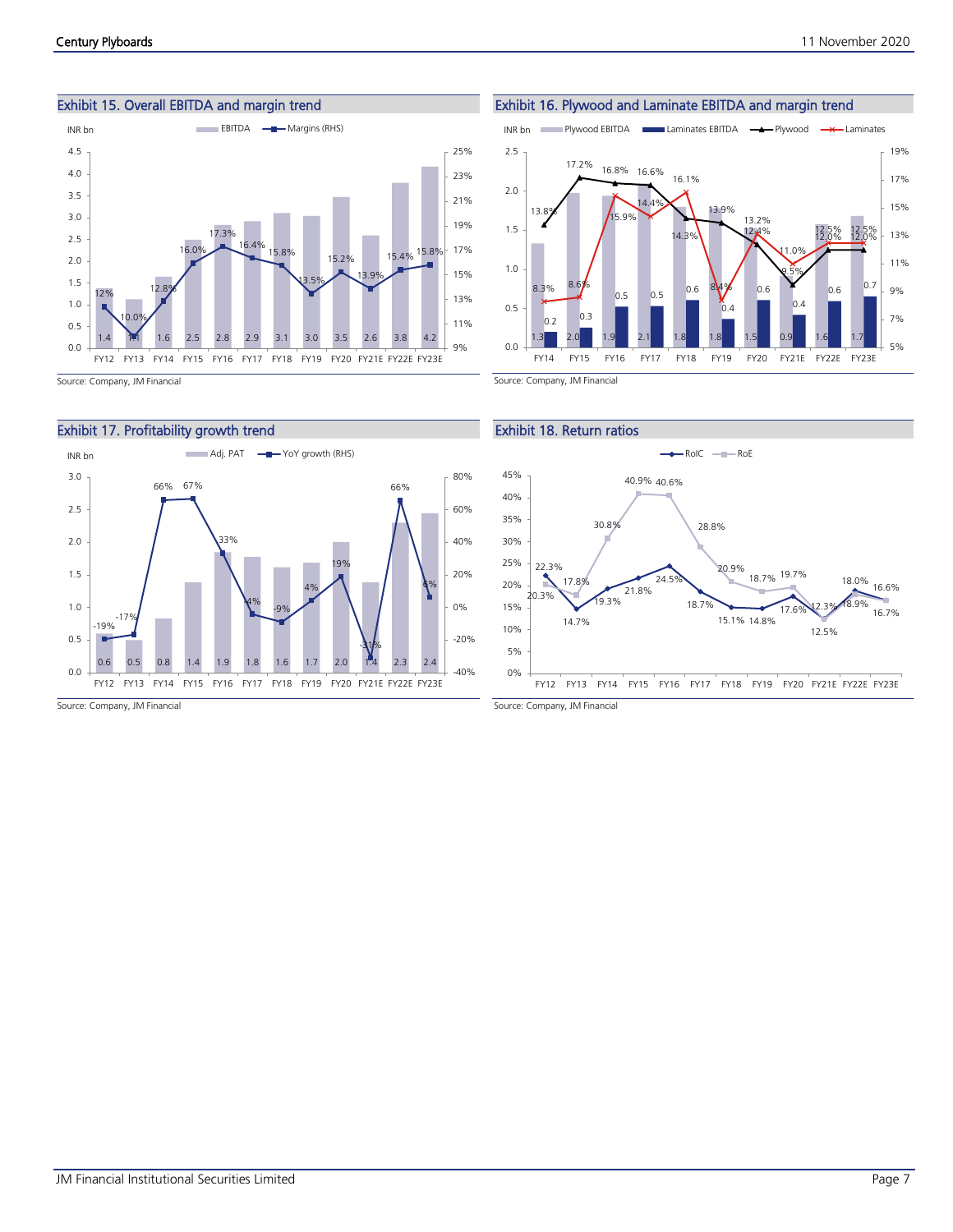## Exhibit 15. Overall EBITDA and margin trend

| | FY12 | FY13 | FY14 | FY15 | FY16 | FY17 | FY18 | FY19 | FY20 | FY21E | FY22E | FY23E |
|---|---|---|---|---|---|---|---|---|---|---|---|---|
| EBITDA (INR bn) | 1.4 | 1.1 | 1.6 | 2.5 | 2.8 | 2.9 | 3.1 | 3.0 | 3.5 | 2.6 | 3.8 | 4.2 |
| Margins (RHS) | 12% | 10.0% | 12.8% | 16.0% | 17.3% | 16.4% | 15.8% | 13.5% | 15.2% | 13.9% | 15.4% | 15.8% |

Source: Company, JM Financial

## Exhibit 16. Plywood and Laminate EBITDA and margin trend

| | FY14 | FY15 | FY16 | FY17 | FY18 | FY19 | FY20 | FY21E | FY22E | FY23E |
|---|---|---|---|---|---|---|---|---|---|---|
| Plywood EBITDA (INR bn) | 1.3 | 2.0 | 1.9 | 2.1 | 1.8 | 1.8 | 1.5 | 0.9 | 1.6 | 1.7 |
| Laminates EBITDA (INR bn) | 0.2 | 0.3 | 0.5 | 0.5 | 0.6 | 0.4 | 0.6 | 0.4 | 0.6 | 0.7 |
| Plywood | 13.8% | 17.2% | 16.8% | 16.6% | 14.3% | 13.9% | 12.4% | 9.5% | 12.0% | 12.0% |
| Laminates | 8.3% | 8.6% | 15.9% | 14.4% | 16.1% | 8.4% | 13.2% | 11.0% | 12.5% | 12.5% |

Source: Company, JM Financial

## Exhibit 17. Profitability growth trend

| | FY12 | FY13 | FY14 | FY15 | FY16 | FY17 | FY18 | FY19 | FY20 | FY21E | FY22E | FY23E |
|---|---|---|---|---|---|---|---|---|---|---|---|---|
| Adj. PAT (INR bn) | 0.6 | 0.5 | 0.8 | 1.4 | 1.9 | 1.8 | 1.6 | 1.7 | 2.0 | 1.4 | 2.3 | 2.4 |
| YoY growth (RHS) | -19% | -17% | 66% | 67% | 33% | -4% | -9% | 4% | 19% | -31% | 66% | 6% |

Source: Company, JM Financial

## Exhibit 18. Return ratios

| | FY12 | FY13 | FY14 | FY15 | FY16 | FY17 | FY18 | FY19 | FY20 | FY21E | FY22E | FY23E |
|---|---|---|---|---|---|---|---|---|---|---|---|---|
| RoIC | 22.3% | 14.7% | 19.3% | 21.8% | 24.5% | 18.7% | 15.1% | 14.8% | 17.6% | 12.3% | 18.9% | 16.7% |
| RoE | 20.3% | 17.8% | 30.8% | 40.9% | 40.6% | 28.8% | 20.9% | 18.7% | 19.7% | 12.5% | 18.0% | 16.6% |

Source: Company, JM Financial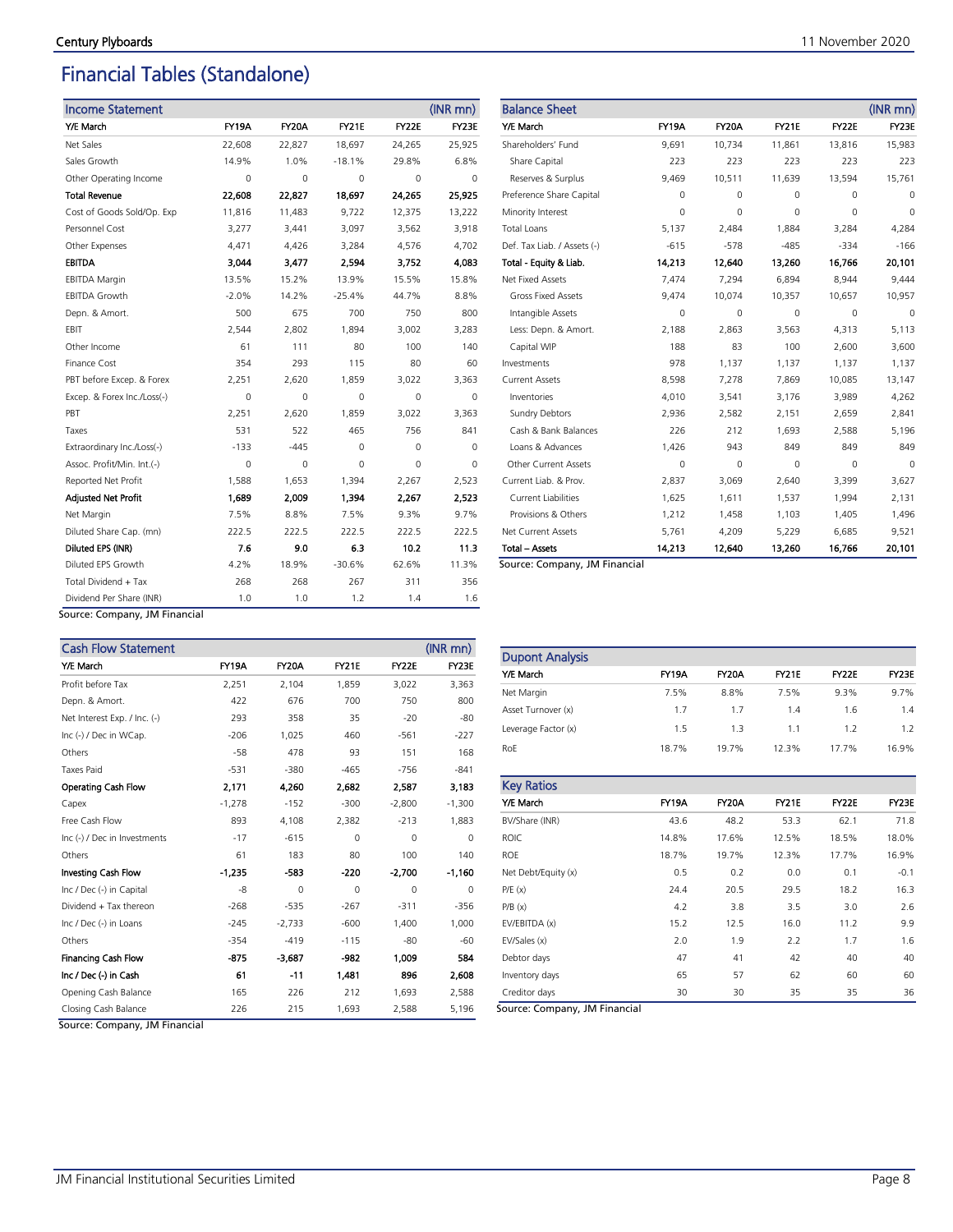# Financial Tables (Standalone)

| Income Statement | | | | | (INR mn) |
|---|---|---|---|---|---|
| Y/E March | FY19A | FY20A | FY21E | FY22E | FY23E |
| Net Sales | 22,608 | 22,827 | 18,697 | 24,265 | 25,925 |
| Sales Growth | 14.9% | 1.0% | -18.1% | 29.8% | 6.8% |
| Other Operating Income | 0 | 0 | 0 | 0 | 0 |
| **Total Revenue** | **22,608** | **22,827** | **18,697** | **24,265** | **25,925** |
| Cost of Goods Sold/Op. Exp | 11,816 | 11,483 | 9,722 | 12,375 | 13,222 |
| Personnel Cost | 3,277 | 3,441 | 3,097 | 3,562 | 3,918 |
| Other Expenses | 4,471 | 4,426 | 3,284 | 4,576 | 4,702 |
| **EBITDA** | **3,044** | **3,477** | **2,594** | **3,752** | **4,083** |
| EBITDA Margin | 13.5% | 15.2% | 13.9% | 15.5% | 15.8% |
| EBITDA Growth | -2.0% | 14.2% | -25.4% | 44.7% | 8.8% |
| Depn. & Amort. | 500 | 675 | 700 | 750 | 800 |
| EBIT | 2,544 | 2,802 | 1,894 | 3,002 | 3,283 |
| Other Income | 61 | 111 | 80 | 100 | 140 |
| Finance Cost | 354 | 293 | 115 | 80 | 60 |
| PBT before Excep. & Forex | 2,251 | 2,620 | 1,859 | 3,022 | 3,363 |
| Excep. & Forex Inc./Loss(-) | 0 | 0 | 0 | 0 | 0 |
| PBT | 2,251 | 2,620 | 1,859 | 3,022 | 3,363 |
| Taxes | 531 | 522 | 465 | 756 | 841 |
| Extraordinary Inc./Loss(-) | -133 | -445 | 0 | 0 | 0 |
| Assoc. Profit/Min. Int.(-) | 0 | 0 | 0 | 0 | 0 |
| Reported Net Profit | 1,588 | 1,653 | 1,394 | 2,267 | 2,523 |
| **Adjusted Net Profit** | **1,689** | **2,009** | **1,394** | **2,267** | **2,523** |
| Net Margin | 7.5% | 8.8% | 7.5% | 9.3% | 9.7% |
| Diluted Share Cap. (mn) | 222.5 | 222.5 | 222.5 | 222.5 | 222.5 |
| **Diluted EPS (INR)** | **7.6** | **9.0** | **6.3** | **10.2** | **11.3** |
| Diluted EPS Growth | 4.2% | 18.9% | -30.6% | 62.6% | 11.3% |
| Total Dividend + Tax | 268 | 268 | 267 | 311 | 356 |
| Dividend Per Share (INR) | 1.0 | 1.0 | 1.2 | 1.4 | 1.6 |

Source: Company, JM Financial

| Balance Sheet | | | | | (INR mn) |
|---|---|---|---|---|---|
| Y/E March | FY19A | FY20A | FY21E | FY22E | FY23E |
| Shareholders' Fund | 9,691 | 10,734 | 11,861 | 13,816 | 15,983 |
| Share Capital | 223 | 223 | 223 | 223 | 223 |
| Reserves & Surplus | 9,469 | 10,511 | 11,639 | 13,594 | 15,761 |
| Preference Share Capital | 0 | 0 | 0 | 0 | 0 |
| Minority Interest | 0 | 0 | 0 | 0 | 0 |
| Total Loans | 5,137 | 2,484 | 1,884 | 3,284 | 4,284 |
| Def. Tax Liab. / Assets (-) | -615 | -578 | -485 | -334 | -166 |
| **Total - Equity & Liab.** | **14,213** | **12,640** | **13,260** | **16,766** | **20,101** |
| Net Fixed Assets | 7,474 | 7,294 | 6,894 | 8,944 | 9,444 |
| Gross Fixed Assets | 9,474 | 10,074 | 10,357 | 10,657 | 10,957 |
| Intangible Assets | 0 | 0 | 0 | 0 | 0 |
| Less: Depn. & Amort. | 2,188 | 2,863 | 3,563 | 4,313 | 5,113 |
| Capital WIP | 188 | 83 | 100 | 2,600 | 3,600 |
| Investments | 978 | 1,137 | 1,137 | 1,137 | 1,137 |
| Current Assets | 8,598 | 7,278 | 7,869 | 10,085 | 13,147 |
| Inventories | 4,010 | 3,541 | 3,176 | 3,989 | 4,262 |
| Sundry Debtors | 2,936 | 2,582 | 2,151 | 2,659 | 2,841 |
| Cash & Bank Balances | 226 | 212 | 1,693 | 2,588 | 5,196 |
| Loans & Advances | 1,426 | 943 | 849 | 849 | 849 |
| Other Current Assets | 0 | 0 | 0 | 0 | 0 |
| Current Liab. & Prov. | 2,837 | 3,069 | 2,640 | 3,399 | 3,627 |
| Current Liabilities | 1,625 | 1,611 | 1,537 | 1,994 | 2,131 |
| Provisions & Others | 1,212 | 1,458 | 1,103 | 1,405 | 1,496 |
| Net Current Assets | 5,761 | 4,209 | 5,229 | 6,685 | 9,521 |
| **Total – Assets** | **14,213** | **12,640** | **13,260** | **16,766** | **20,101** |

Source: Company, JM Financial

| Cash Flow Statement | | | | | (INR mn) |
|---|---|---|---|---|---|
| Y/E March | FY19A | FY20A | FY21E | FY22E | FY23E |
| Profit before Tax | 2,251 | 2,104 | 1,859 | 3,022 | 3,363 |
| Depn. & Amort. | 422 | 676 | 700 | 750 | 800 |
| Net Interest Exp. / Inc. (-) | 293 | 358 | 35 | -20 | -80 |
| Inc (-) / Dec in WCap. | -206 | 1,025 | 460 | -561 | -227 |
| Others | -58 | 478 | 93 | 151 | 168 |
| Taxes Paid | -531 | -380 | -465 | -756 | -841 |
| **Operating Cash Flow** | **2,171** | **4,260** | **2,682** | **2,587** | **3,183** |
| Capex | -1,278 | -152 | -300 | -2,800 | -1,300 |
| Free Cash Flow | 893 | 4,108 | 2,382 | -213 | 1,883 |
| Inc (-) / Dec in Investments | -17 | -615 | 0 | 0 | 0 |
| Others | 61 | 183 | 80 | 100 | 140 |
| **Investing Cash Flow** | **-1,235** | **-583** | **-220** | **-2,700** | **-1,160** |
| Inc / Dec (-) in Capital | -8 | 0 | 0 | 0 | 0 |
| Dividend + Tax thereon | -268 | -535 | -267 | -311 | -356 |
| Inc / Dec (-) in Loans | -245 | -2,733 | -600 | 1,400 | 1,000 |
| Others | -354 | -419 | -115 | -80 | -60 |
| **Financing Cash Flow** | **-875** | **-3,687** | **-982** | **1,009** | **584** |
| **Inc / Dec (-) in Cash** | **61** | **-11** | **1,481** | **896** | **2,608** |
| Opening Cash Balance | 165 | 226 | 212 | 1,693 | 2,588 |
| Closing Cash Balance | 226 | 215 | 1,693 | 2,588 | 5,196 |

Source: Company, JM Financial

| Dupont Analysis | | | | | |
|---|---|---|---|---|---|
| Y/E March | FY19A | FY20A | FY21E | FY22E | FY23E |
| Net Margin | 7.5% | 8.8% | 7.5% | 9.3% | 9.7% |
| Asset Turnover (x) | 1.7 | 1.7 | 1.4 | 1.6 | 1.4 |
| Leverage Factor (x) | 1.5 | 1.3 | 1.1 | 1.2 | 1.2 |
| RoE | 18.7% | 19.7% | 12.3% | 17.7% | 16.9% |

| Key Ratios | | | | | |
|---|---|---|---|---|---|
| Y/E March | FY19A | FY20A | FY21E | FY22E | FY23E |
| BV/Share (INR) | 43.6 | 48.2 | 53.3 | 62.1 | 71.8 |
| ROIC | 14.8% | 17.6% | 12.5% | 18.5% | 18.0% |
| ROE | 18.7% | 19.7% | 12.3% | 17.7% | 16.9% |
| Net Debt/Equity (x) | 0.5 | 0.2 | 0.0 | 0.1 | -0.1 |
| P/E (x) | 24.4 | 20.5 | 29.5 | 18.2 | 16.3 |
| P/B (x) | 4.2 | 3.8 | 3.5 | 3.0 | 2.6 |
| EV/EBITDA (x) | 15.2 | 12.5 | 16.0 | 11.2 | 9.9 |
| EV/Sales (x) | 2.0 | 1.9 | 2.2 | 1.7 | 1.6 |
| Debtor days | 47 | 41 | 42 | 40 | 40 |
| Inventory days | 65 | 57 | 62 | 60 | 60 |
| Creditor days | 30 | 30 | 35 | 35 | 36 |

Source: Company, JM Financial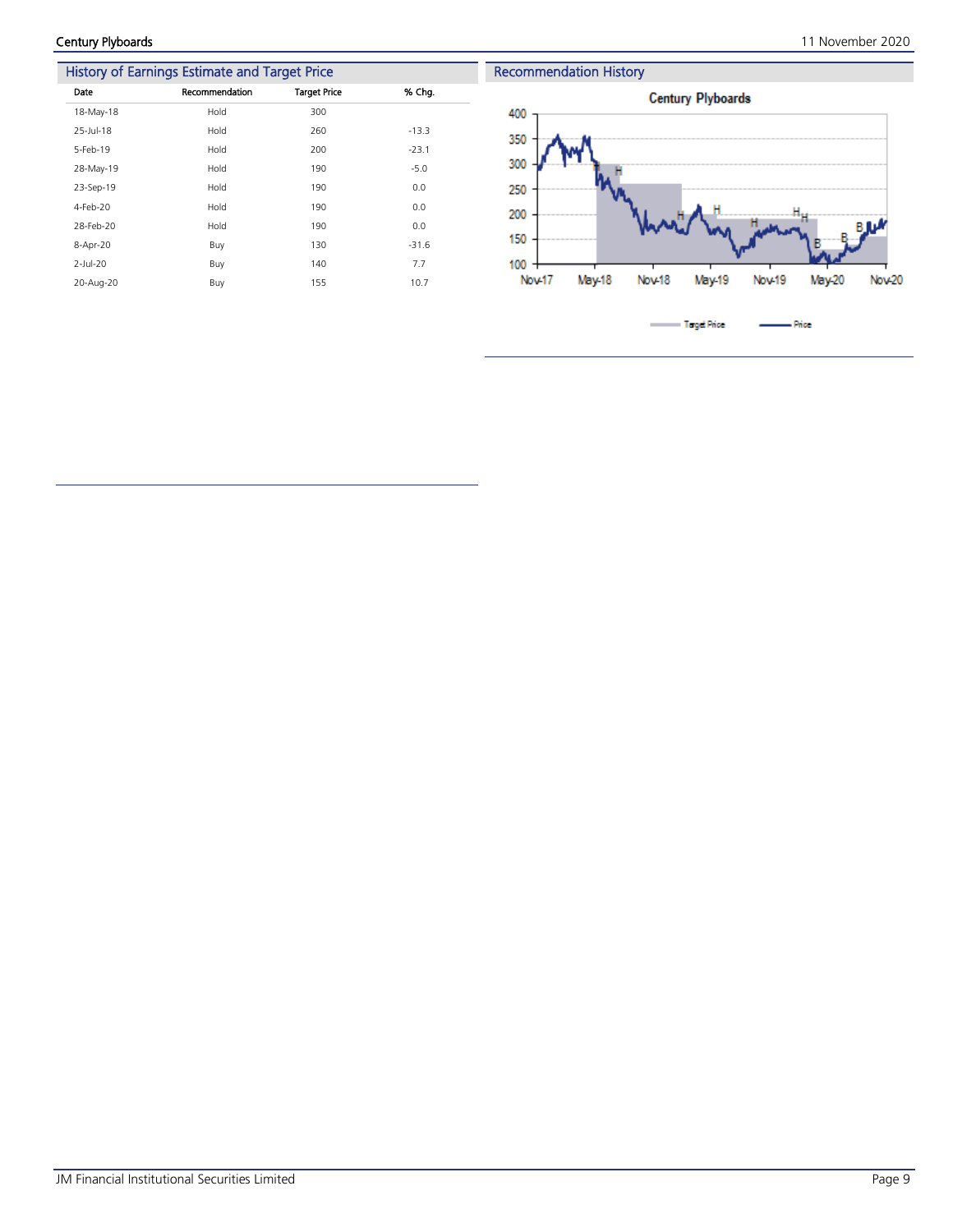## History of Earnings Estimate and Target Price

| Date | Recommendation | Target Price | % Chg. |
|---|---|---|---|
| 18-May-18 | Hold | 300 | |
| 25-Jul-18 | Hold | 260 | -13.3 |
| 5-Feb-19 | Hold | 200 | -23.1 |
| 28-May-19 | Hold | 190 | -5.0 |
| 23-Sep-19 | Hold | 190 | 0.0 |
| 4-Feb-20 | Hold | 190 | 0.0 |
| 28-Feb-20 | Hold | 190 | 0.0 |
| 8-Apr-20 | Buy | 130 | -31.6 |
| 2-Jul-20 | Buy | 140 | 7.7 |
| 20-Aug-20 | Buy | 155 | 10.7 |

## Recommendation History

Century Plyboards

Target Price — Price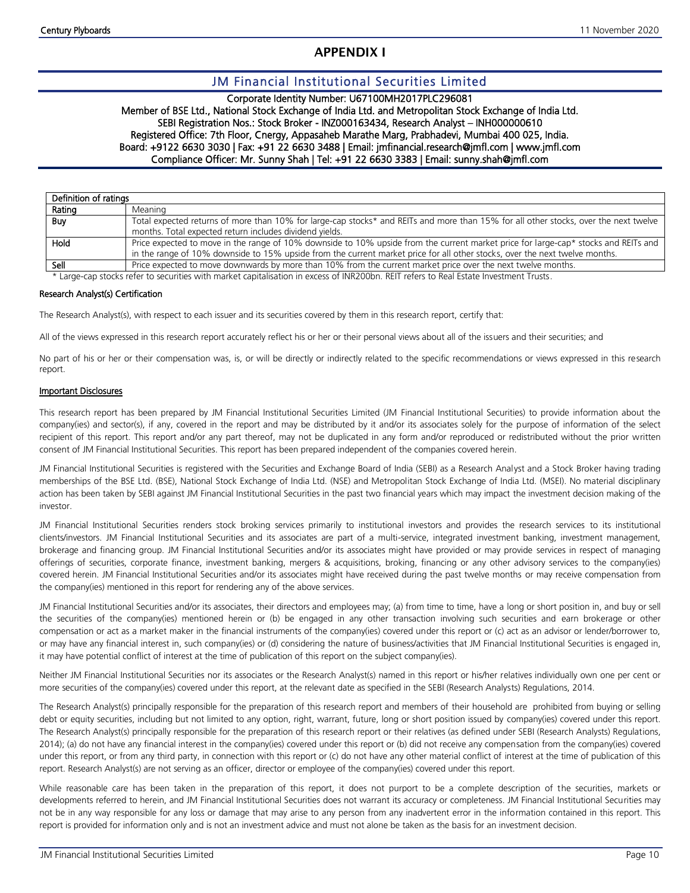# APPENDIX I

## JM Financial Institutional Securities Limited

Corporate Identity Number: U67100MH2017PLC296081
Member of BSE Ltd., National Stock Exchange of India Ltd. and Metropolitan Stock Exchange of India Ltd.
SEBI Registration Nos.: Stock Broker - INZ000163434, Research Analyst – INH000000610
Registered Office: 7th Floor, Cnergy, Appasaheb Marathe Marg, Prabhadevi, Mumbai 400 025, India.
Board: +9122 6630 3030 | Fax: +91 22 6630 3488 | Email: jmfinancial.research@jmfl.com | www.jmfl.com
Compliance Officer: Mr. Sunny Shah | Tel: +91 22 6630 3383 | Email: sunny.shah@jmfl.com

| Definition of ratings | |
|---|---|
| Rating | Meaning |
| Buy | Total expected returns of more than 10% for large-cap stocks* and REITs and more than 15% for all other stocks, over the next twelve months. Total expected return includes dividend yields. |
| Hold | Price expected to move in the range of 10% downside to 10% upside from the current market price for large-cap* stocks and REITs and in the range of 10% downside to 15% upside from the current market price for all other stocks, over the next twelve months. |
| Sell | Price expected to move downwards by more than 10% from the current market price over the next twelve months. |

* Large-cap stocks refer to securities with market capitalisation in excess of INR200bn. REIT refers to Real Estate Investment Trusts.

### Research Analyst(s) Certification

The Research Analyst(s), with respect to each issuer and its securities covered by them in this research report, certify that:

All of the views expressed in this research report accurately reflect his or her or their personal views about all of the issuers and their securities; and

No part of his or her or their compensation was, is, or will be directly or indirectly related to the specific recommendations or views expressed in this research report.

### Important Disclosures

This research report has been prepared by JM Financial Institutional Securities Limited (JM Financial Institutional Securities) to provide information about the company(ies) and sector(s), if any, covered in the report and may be distributed by it and/or its associates solely for the purpose of information of the select recipient of this report. This report and/or any part thereof, may not be duplicated in any form and/or reproduced or redistributed without the prior written consent of JM Financial Institutional Securities. This report has been prepared independent of the companies covered herein.

JM Financial Institutional Securities is registered with the Securities and Exchange Board of India (SEBI) as a Research Analyst and a Stock Broker having trading memberships of the BSE Ltd. (BSE), National Stock Exchange of India Ltd. (NSE) and Metropolitan Stock Exchange of India Ltd. (MSEI). No material disciplinary action has been taken by SEBI against JM Financial Institutional Securities in the past two financial years which may impact the investment decision making of the investor.

JM Financial Institutional Securities renders stock broking services primarily to institutional investors and provides the research services to its institutional clients/investors. JM Financial Institutional Securities and its associates are part of a multi-service, integrated investment banking, investment management, brokerage and financing group. JM Financial Institutional Securities and/or its associates might have provided or may provide services in respect of managing offerings of securities, corporate finance, investment banking, mergers & acquisitions, broking, financing or any other advisory services to the company(ies) covered herein. JM Financial Institutional Securities and/or its associates might have received during the past twelve months or may receive compensation from the company(ies) mentioned in this report for rendering any of the above services.

JM Financial Institutional Securities and/or its associates, their directors and employees may; (a) from time to time, have a long or short position in, and buy or sell the securities of the company(ies) mentioned herein or (b) be engaged in any other transaction involving such securities and earn brokerage or other compensation or act as a market maker in the financial instruments of the company(ies) covered under this report or (c) act as an advisor or lender/borrower to, or may have any financial interest in, such company(ies) or (d) considering the nature of business/activities that JM Financial Institutional Securities is engaged in, it may have potential conflict of interest at the time of publication of this report on the subject company(ies).

Neither JM Financial Institutional Securities nor its associates or the Research Analyst(s) named in this report or his/her relatives individually own one per cent or more securities of the company(ies) covered under this report, at the relevant date as specified in the SEBI (Research Analysts) Regulations, 2014.

The Research Analyst(s) principally responsible for the preparation of this research report and members of their household are prohibited from buying or selling debt or equity securities, including but not limited to any option, right, warrant, future, long or short position issued by company(ies) covered under this report. The Research Analyst(s) principally responsible for the preparation of this research report or their relatives (as defined under SEBI (Research Analysts) Regulations, 2014); (a) do not have any financial interest in the company(ies) covered under this report or (b) did not receive any compensation from the company(ies) covered under this report, or from any third party, in connection with this report or (c) do not have any other material conflict of interest at the time of publication of this report. Research Analyst(s) are not serving as an officer, director or employee of the company(ies) covered under this report.

While reasonable care has been taken in the preparation of this report, it does not purport to be a complete description of the securities, markets or developments referred to herein, and JM Financial Institutional Securities does not warrant its accuracy or completeness. JM Financial Institutional Securities may not be in any way responsible for any loss or damage that may arise to any person from any inadvertent error in the information contained in this report. This report is provided for information only and is not an investment advice and must not alone be taken as the basis for an investment decision.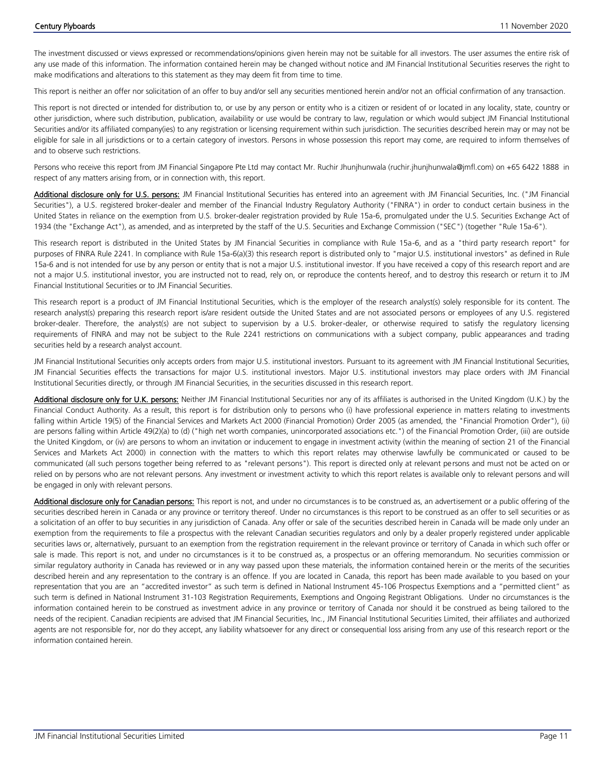The investment discussed or views expressed or recommendations/opinions given herein may not be suitable for all investors. The user assumes the entire risk of any use made of this information. The information contained herein may be changed without notice and JM Financial Institutional Securities reserves the right to make modifications and alterations to this statement as they may deem fit from time to time.

This report is neither an offer nor solicitation of an offer to buy and/or sell any securities mentioned herein and/or not an official confirmation of any transaction.

This report is not directed or intended for distribution to, or use by any person or entity who is a citizen or resident of or located in any locality, state, country or other jurisdiction, where such distribution, publication, availability or use would be contrary to law, regulation or which would subject JM Financial Institutional Securities and/or its affiliated company(ies) to any registration or licensing requirement within such jurisdiction. The securities described herein may or may not be eligible for sale in all jurisdictions or to a certain category of investors. Persons in whose possession this report may come, are required to inform themselves of and to observe such restrictions.

Persons who receive this report from JM Financial Singapore Pte Ltd may contact Mr. Ruchir Jhunjhunwala (ruchir.jhunjhunwala@jmfl.com) on +65 6422 1888 in respect of any matters arising from, or in connection with, this report.

**Additional disclosure only for U.S. persons:** JM Financial Institutional Securities has entered into an agreement with JM Financial Securities, Inc. ("JM Financial Securities"), a U.S. registered broker-dealer and member of the Financial Industry Regulatory Authority ("FINRA") in order to conduct certain business in the United States in reliance on the exemption from U.S. broker-dealer registration provided by Rule 15a-6, promulgated under the U.S. Securities Exchange Act of 1934 (the "Exchange Act"), as amended, and as interpreted by the staff of the U.S. Securities and Exchange Commission ("SEC") (together "Rule 15a-6").

This research report is distributed in the United States by JM Financial Securities in compliance with Rule 15a-6, and as a "third party research report" for purposes of FINRA Rule 2241. In compliance with Rule 15a-6(a)(3) this research report is distributed only to "major U.S. institutional investors" as defined in Rule 15a-6 and is not intended for use by any person or entity that is not a major U.S. institutional investor. If you have received a copy of this research report and are not a major U.S. institutional investor, you are instructed not to read, rely on, or reproduce the contents hereof, and to destroy this research or return it to JM Financial Institutional Securities or to JM Financial Securities.

This research report is a product of JM Financial Institutional Securities, which is the employer of the research analyst(s) solely responsible for its content. The research analyst(s) preparing this research report is/are resident outside the United States and are not associated persons or employees of any U.S. registered broker-dealer. Therefore, the analyst(s) are not subject to supervision by a U.S. broker-dealer, or otherwise required to satisfy the regulatory licensing requirements of FINRA and may not be subject to the Rule 2241 restrictions on communications with a subject company, public appearances and trading securities held by a research analyst account.

JM Financial Institutional Securities only accepts orders from major U.S. institutional investors. Pursuant to its agreement with JM Financial Institutional Securities, JM Financial Securities effects the transactions for major U.S. institutional investors. Major U.S. institutional investors may place orders with JM Financial Institutional Securities directly, or through JM Financial Securities, in the securities discussed in this research report.

**Additional disclosure only for U.K. persons:** Neither JM Financial Institutional Securities nor any of its affiliates is authorised in the United Kingdom (U.K.) by the Financial Conduct Authority. As a result, this report is for distribution only to persons who (i) have professional experience in matters relating to investments falling within Article 19(5) of the Financial Services and Markets Act 2000 (Financial Promotion) Order 2005 (as amended, the "Financial Promotion Order"), (ii) are persons falling within Article 49(2)(a) to (d) ("high net worth companies, unincorporated associations etc.") of the Financial Promotion Order, (iii) are outside the United Kingdom, or (iv) are persons to whom an invitation or inducement to engage in investment activity (within the meaning of section 21 of the Financial Services and Markets Act 2000) in connection with the matters to which this report relates may otherwise lawfully be communicated or caused to be communicated (all such persons together being referred to as "relevant persons"). This report is directed only at relevant persons and must not be acted on or relied on by persons who are not relevant persons. Any investment or investment activity to which this report relates is available only to relevant persons and will be engaged in only with relevant persons.

**Additional disclosure only for Canadian persons:** This report is not, and under no circumstances is to be construed as, an advertisement or a public offering of the securities described herein in Canada or any province or territory thereof. Under no circumstances is this report to be construed as an offer to sell securities or as a solicitation of an offer to buy securities in any jurisdiction of Canada. Any offer or sale of the securities described herein in Canada will be made only under an exemption from the requirements to file a prospectus with the relevant Canadian securities regulators and only by a dealer properly registered under applicable securities laws or, alternatively, pursuant to an exemption from the registration requirement in the relevant province or territory of Canada in which such offer or sale is made. This report is not, and under no circumstances is it to be construed as, a prospectus or an offering memorandum. No securities commission or similar regulatory authority in Canada has reviewed or in any way passed upon these materials, the information contained herein or the merits of the securities described herein and any representation to the contrary is an offence. If you are located in Canada, this report has been made available to you based on your representation that you are an "accredited investor" as such term is defined in National Instrument 45-106 Prospectus Exemptions and a "permitted client" as such term is defined in National Instrument 31-103 Registration Requirements, Exemptions and Ongoing Registrant Obligations. Under no circumstances is the information contained herein to be construed as investment advice in any province or territory of Canada nor should it be construed as being tailored to the needs of the recipient. Canadian recipients are advised that JM Financial Securities, Inc., JM Financial Institutional Securities Limited, their affiliates and authorized agents are not responsible for, nor do they accept, any liability whatsoever for any direct or consequential loss arising from any use of this research report or the information contained herein.